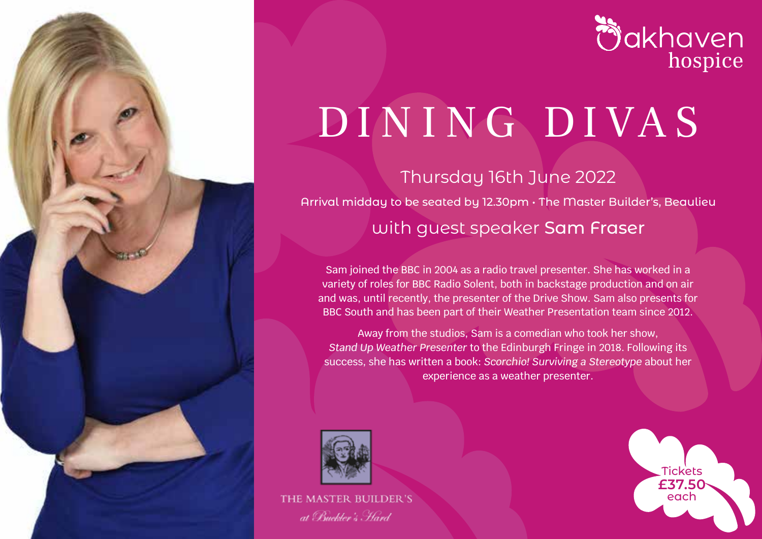Oakhaven hospice

# DINING DIVAS

## Thursday 16th June 2022

Arrival midday to be seated by 12.30pm • The Master Builder's, Beaulieu

### with guest speaker **Sam Fraser**

Sam joined the BBC in 2004 as a radio travel presenter. She has worked in a variety of roles for BBC Radio Solent, both in backstage production and on air and was, until recently, the presenter of the Drive Show. Sam also presents for BBC South and has been part of their Weather Presentation team since 2012.

Away from the studios, Sam is a comedian who took her show, *Stand Up Weather Presenter* to the Edinburgh Fringe in 2018. Following its success, she has written a book: *Scorchio! Surviving a Stereotype* about her experience as a weather presenter.

THE MASTER BUILDER'S
*at Buckler's Hard*

Tickets **£37.50** each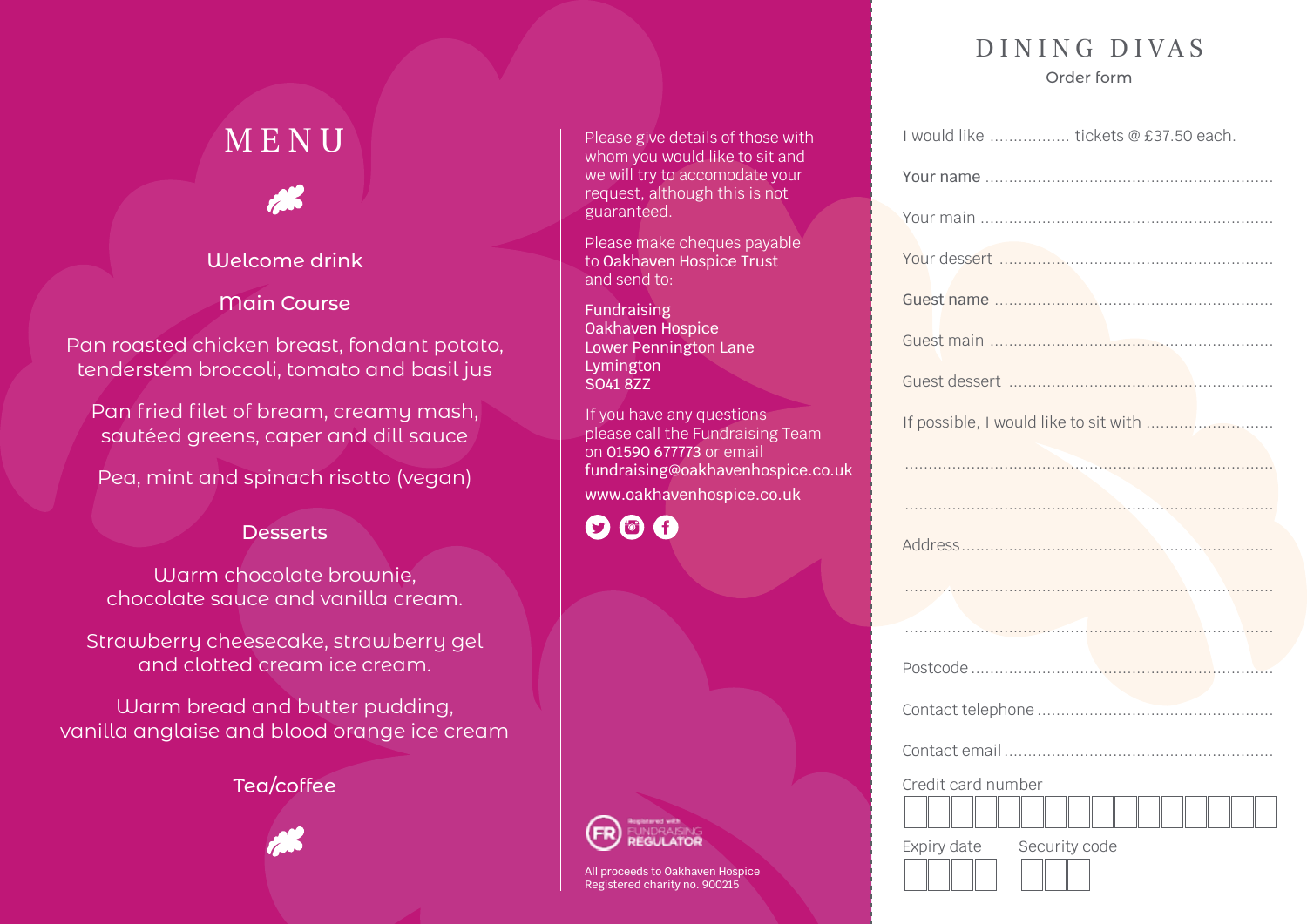# MENU

Welcome drink

## Main Course

Pan roasted chicken breast, fondant potato, tenderstem broccoli, tomato and basil jus

Pan fried filet of bream, creamy mash, sautéed greens, caper and dill sauce

Pea, mint and spinach risotto (vegan)

## Desserts

Warm chocolate brownie, chocolate sauce and vanilla cream.

Strawberry cheesecake, strawberry gel and clotted cream ice cream.

Warm bread and butter pudding, vanilla anglaise and blood orange ice cream

## Tea/coffee

Please give details of those with whom you would like to sit and we will try to accomodate your request, although this is not guaranteed.

Please make cheques payable to Oakhaven Hospice Trust and send to:

Fundraising
Oakhaven Hospice
Lower Pennington Lane
Lymington
SO41 8ZZ

If you have any questions please call the Fundraising Team on 01590 677773 or email fundraising@oakhavenhospice.co.uk

www.oakhavenhospice.co.uk

Registered with FUNDRAISING REGULATOR

All proceeds to Oakhaven Hospice
Registered charity no. 900215

# DINING DIVAS

Order form

I would like ................ tickets @ £37.50 each.

Your name ............................................................

Your main ............................................................

Your dessert ............................................................

Guest name ............................................................

Guest main ............................................................

Guest dessert ............................................................

If possible, I would like to sit with ............................

............................................................................

............................................................................

Address ............................................................

............................................................................

............................................................................

Postcode ............................................................

Contact telephone ..................................................

Contact email ............................................................

Credit card number

Expiry date

Security code